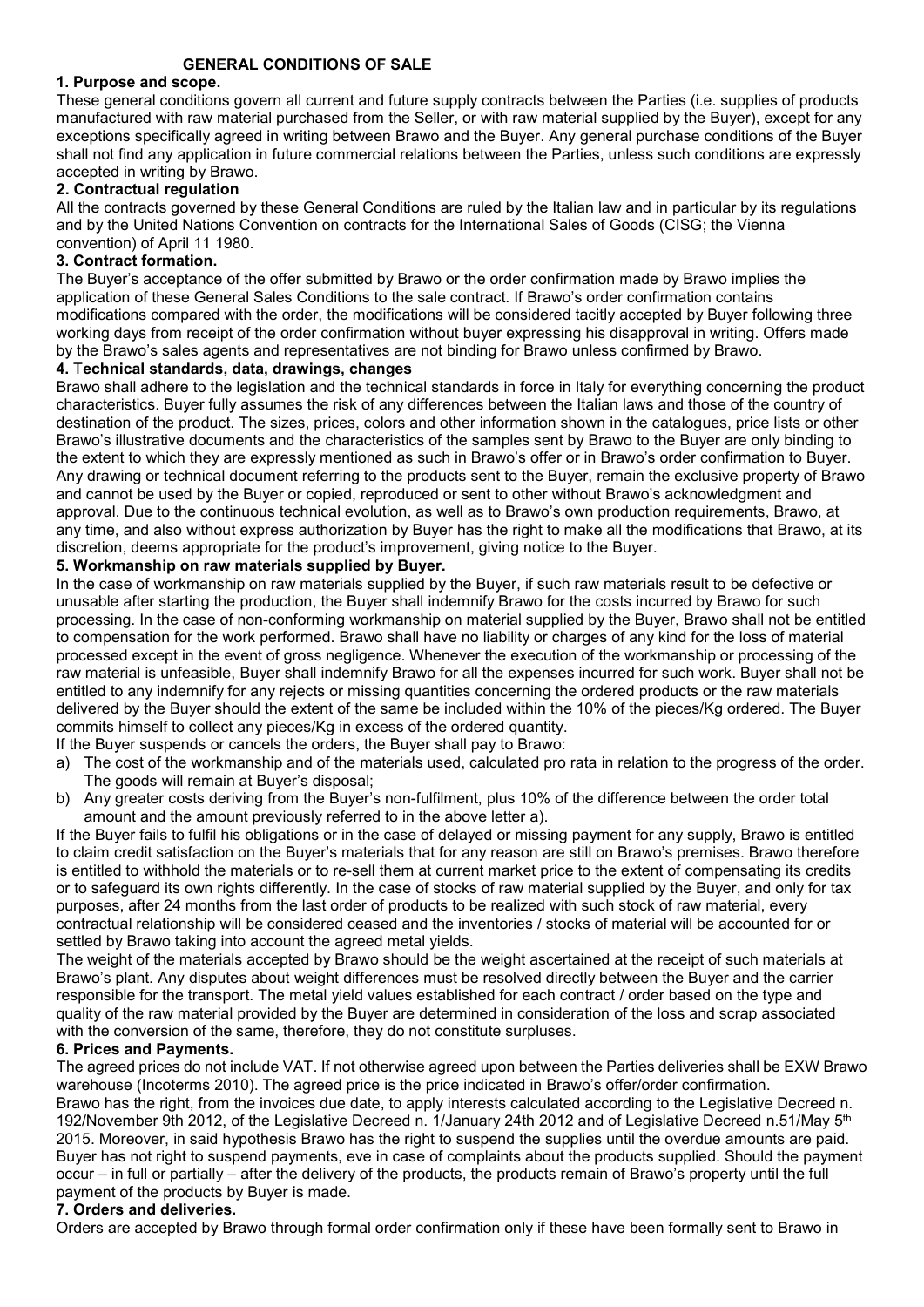# GENERAL CONDITIONS OF SALE

**1. Purpose and scope.**

These general conditions govern all current and future supply contracts between the Parties (i.e. supplies of products manufactured with raw material purchased from the Seller, or with raw material supplied by the Buyer), except for any exceptions specifically agreed in writing between Brawo and the Buyer. Any general purchase conditions of the Buyer shall not find any application in future commercial relations between the Parties, unless such conditions are expressly accepted in writing by Brawo.

**2. Contractual regulation**

All the contracts governed by these General Conditions are ruled by the Italian law and in particular by its regulations and by the United Nations Convention on contracts for the International Sales of Goods (CISG; the Vienna convention) of April 11 1980.

**3. Contract formation.**

The Buyer's acceptance of the offer submitted by Brawo or the order confirmation made by Brawo implies the application of these General Sales Conditions to the sale contract. If Brawo's order confirmation contains modifications compared with the order, the modifications will be considered tacitly accepted by Buyer following three working days from receipt of the order confirmation without buyer expressing his disapproval in writing. Offers made by the Brawo's sales agents and representatives are not binding for Brawo unless confirmed by Brawo.

**4. Technical standards, data, drawings, changes**

Brawo shall adhere to the legislation and the technical standards in force in Italy for everything concerning the product characteristics. Buyer fully assumes the risk of any differences between the Italian laws and those of the country of destination of the product. The sizes, prices, colors and other information shown in the catalogues, price lists or other Brawo's illustrative documents and the characteristics of the samples sent by Brawo to the Buyer are only binding to the extent to which they are expressly mentioned as such in Brawo's offer or in Brawo's order confirmation to Buyer. Any drawing or technical document referring to the products sent to the Buyer, remain the exclusive property of Brawo and cannot be used by the Buyer or copied, reproduced or sent to other without Brawo's acknowledgment and approval. Due to the continuous technical evolution, as well as to Brawo's own production requirements, Brawo, at any time, and also without express authorization by Buyer has the right to make all the modifications that Brawo, at its discretion, deems appropriate for the product's improvement, giving notice to the Buyer.

**5. Workmanship on raw materials supplied by Buyer.**

In the case of workmanship on raw materials supplied by the Buyer, if such raw materials result to be defective or unusable after starting the production, the Buyer shall indemnify Brawo for the costs incurred by Brawo for such processing. In the case of non-conforming workmanship on material supplied by the Buyer, Brawo shall not be entitled to compensation for the work performed. Brawo shall have no liability or charges of any kind for the loss of material processed except in the event of gross negligence. Whenever the execution of the workmanship or processing of the raw material is unfeasible, Buyer shall indemnify Brawo for all the expenses incurred for such work. Buyer shall not be entitled to any indemnify for any rejects or missing quantities concerning the ordered products or the raw materials delivered by the Buyer should the extent of the same be included within the 10% of the pieces/Kg ordered. The Buyer commits himself to collect any pieces/Kg in excess of the ordered quantity.

If the Buyer suspends or cancels the orders, the Buyer shall pay to Brawo:

a) The cost of the workmanship and of the materials used, calculated pro rata in relation to the progress of the order. The goods will remain at Buyer's disposal;
b) Any greater costs deriving from the Buyer's non-fulfilment, plus 10% of the difference between the order total amount and the amount previously referred to in the above letter a).

If the Buyer fails to fulfil his obligations or in the case of delayed or missing payment for any supply, Brawo is entitled to claim credit satisfaction on the Buyer's materials that for any reason are still on Brawo's premises. Brawo therefore is entitled to withhold the materials or to re-sell them at current market price to the extent of compensating its credits or to safeguard its own rights differently. In the case of stocks of raw material supplied by the Buyer, and only for tax purposes, after 24 months from the last order of products to be realized with such stock of raw material, every contractual relationship will be considered ceased and the inventories / stocks of material will be accounted for or settled by Brawo taking into account the agreed metal yields.

The weight of the materials accepted by Brawo should be the weight ascertained at the receipt of such materials at Brawo's plant. Any disputes about weight differences must be resolved directly between the Buyer and the carrier responsible for the transport. The metal yield values established for each contract / order based on the type and quality of the raw material provided by the Buyer are determined in consideration of the loss and scrap associated with the conversion of the same, therefore, they do not constitute surpluses.

**6. Prices and Payments.**

The agreed prices do not include VAT. If not otherwise agreed upon between the Parties deliveries shall be EXW Brawo warehouse (Incoterms 2010). The agreed price is the price indicated in Brawo's offer/order confirmation.

Brawo has the right, from the invoices due date, to apply interests calculated according to the Legislative Decreed n. 192/November 9th 2012, of the Legislative Decreed n. 1/January 24th 2012 and of Legislative Decreed n.51/May 5th 2015. Moreover, in said hypothesis Brawo has the right to suspend the supplies until the overdue amounts are paid. Buyer has not right to suspend payments, eve in case of complaints about the products supplied. Should the payment occur – in full or partially – after the delivery of the products, the products remain of Brawo's property until the full payment of the products by Buyer is made.

**7. Orders and deliveries.**

Orders are accepted by Brawo through formal order confirmation only if these have been formally sent to Brawo in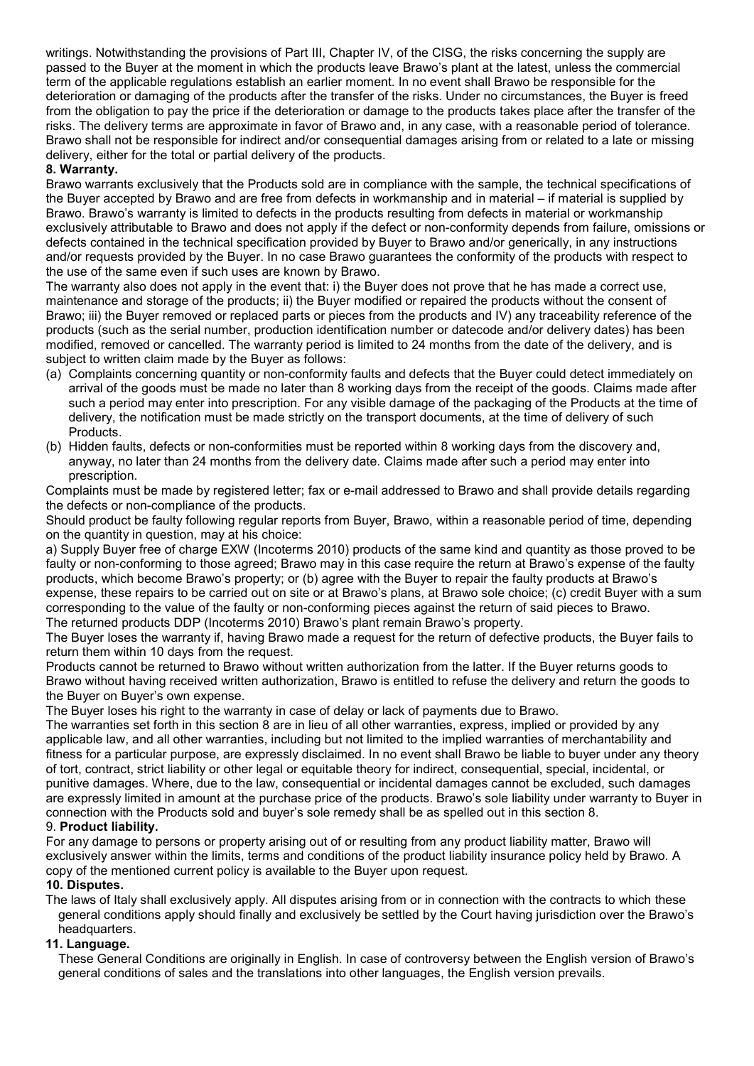writings. Notwithstanding the provisions of Part III, Chapter IV, of the CISG, the risks concerning the supply are passed to the Buyer at the moment in which the products leave Brawo's plant at the latest, unless the commercial term of the applicable regulations establish an earlier moment. In no event shall Brawo be responsible for the deterioration or damaging of the products after the transfer of the risks. Under no circumstances, the Buyer is freed from the obligation to pay the price if the deterioration or damage to the products takes place after the transfer of the risks. The delivery terms are approximate in favor of Brawo and, in any case, with a reasonable period of tolerance. Brawo shall not be responsible for indirect and/or consequential damages arising from or related to a late or missing delivery, either for the total or partial delivery of the products.

**8. Warranty.**

Brawo warrants exclusively that the Products sold are in compliance with the sample, the technical specifications of the Buyer accepted by Brawo and are free from defects in workmanship and in material – if material is supplied by Brawo. Brawo's warranty is limited to defects in the products resulting from defects in material or workmanship exclusively attributable to Brawo and does not apply if the defect or non-conformity depends from failure, omissions or defects contained in the technical specification provided by Buyer to Brawo and/or generically, in any instructions and/or requests provided by the Buyer. In no case Brawo guarantees the conformity of the products with respect to the use of the same even if such uses are known by Brawo.

The warranty also does not apply in the event that: i) the Buyer does not prove that he has made a correct use, maintenance and storage of the products; ii) the Buyer modified or repaired the products without the consent of Brawo; iii) the Buyer removed or replaced parts or pieces from the products and IV) any traceability reference of the products (such as the serial number, production identification number or datecode and/or delivery dates) has been modified, removed or cancelled. The warranty period is limited to 24 months from the date of the delivery, and is subject to written claim made by the Buyer as follows:

(a) Complaints concerning quantity or non-conformity faults and defects that the Buyer could detect immediately on arrival of the goods must be made no later than 8 working days from the receipt of the goods. Claims made after such a period may enter into prescription. For any visible damage of the packaging of the Products at the time of delivery, the notification must be made strictly on the transport documents, at the time of delivery of such Products.
(b) Hidden faults, defects or non-conformities must be reported within 8 working days from the discovery and, anyway, no later than 24 months from the delivery date. Claims made after such a period may enter into prescription.

Complaints must be made by registered letter; fax or e-mail addressed to Brawo and shall provide details regarding the defects or non-compliance of the products.

Should product be faulty following regular reports from Buyer, Brawo, within a reasonable period of time, depending on the quantity in question, may at his choice:

a) Supply Buyer free of charge EXW (Incoterms 2010) products of the same kind and quantity as those proved to be faulty or non-conforming to those agreed; Brawo may in this case require the return at Brawo's expense of the faulty products, which become Brawo's property; or (b) agree with the Buyer to repair the faulty products at Brawo's expense, these repairs to be carried out on site or at Brawo's plans, at Brawo sole choice; (c) credit Buyer with a sum corresponding to the value of the faulty or non-conforming pieces against the return of said pieces to Brawo.
The returned products DDP (Incoterms 2010) Brawo's plant remain Brawo's property.

The Buyer loses the warranty if, having Brawo made a request for the return of defective products, the Buyer fails to return them within 10 days from the request.

Products cannot be returned to Brawo without written authorization from the latter. If the Buyer returns goods to Brawo without having received written authorization, Brawo is entitled to refuse the delivery and return the goods to the Buyer on Buyer's own expense.

The Buyer loses his right to the warranty in case of delay or lack of payments due to Brawo.

The warranties set forth in this section 8 are in lieu of all other warranties, express, implied or provided by any applicable law, and all other warranties, including but not limited to the implied warranties of merchantability and fitness for a particular purpose, are expressly disclaimed. In no event shall Brawo be liable to buyer under any theory of tort, contract, strict liability or other legal or equitable theory for indirect, consequential, special, incidental, or punitive damages. Where, due to the law, consequential or incidental damages cannot be excluded, such damages are expressly limited in amount at the purchase price of the products. Brawo's sole liability under warranty to Buyer in connection with the Products sold and buyer's sole remedy shall be as spelled out in this section 8.

9. **Product liability.**

For any damage to persons or property arising out of or resulting from any product liability matter, Brawo will exclusively answer within the limits, terms and conditions of the product liability insurance policy held by Brawo. A copy of the mentioned current policy is available to the Buyer upon request.

**10. Disputes.**

The laws of Italy shall exclusively apply. All disputes arising from or in connection with the contracts to which these general conditions apply should finally and exclusively be settled by the Court having jurisdiction over the Brawo's headquarters.

**11. Language.**

These General Conditions are originally in English. In case of controversy between the English version of Brawo's general conditions of sales and the translations into other languages, the English version prevails.